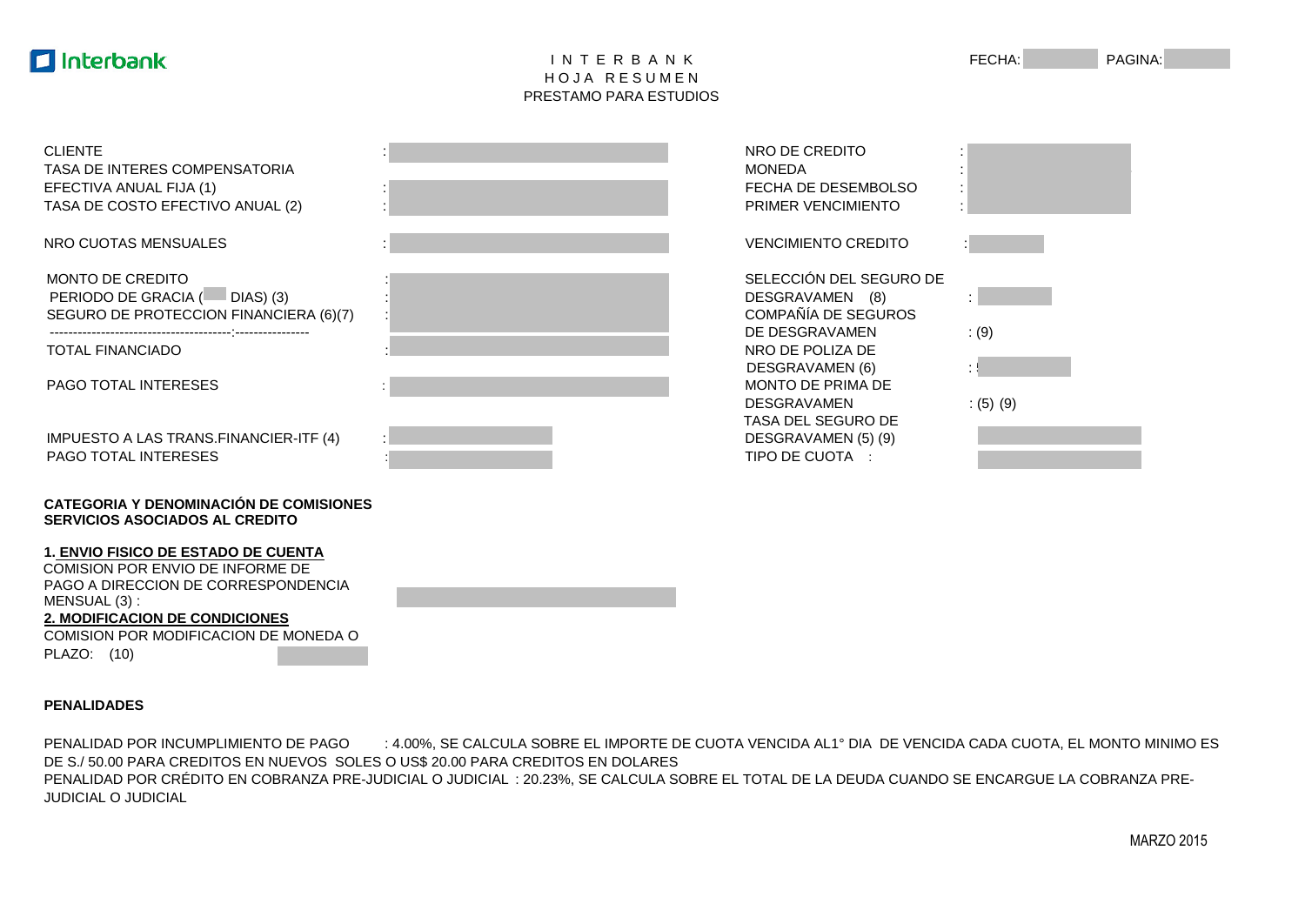Interbank

I N T E R B A N K
H O J A R E S U M E N
PRESTAMO PARA ESTUDIOS

FECHA: PAGINA:

| | | | |
|---|---|---|---|
| CLIENTE | : | NRO DE CREDITO | : |
| TASA DE INTERES COMPENSATORIA EFECTIVA ANUAL FIJA (1) | : | MONEDA | : |
| TASA DE COSTO EFECTIVO ANUAL (2) | : | FECHA DE DESEMBOLSO | : |
| | | PRIMER VENCIMIENTO | : |
| NRO CUOTAS MENSUALES | : | VENCIMIENTO CREDITO | : |
| MONTO DE CREDITO | : | SELECCIÓN DEL SEGURO DE DESGRAVAMEN (8) | : |
| PERIODO DE GRACIA ( DIAS) (3) | : | COMPAÑÍA DE SEGUROS DE DESGRAVAMEN | : (9) |
| SEGURO DE PROTECCION FINANCIERA (6)(7) | : | NRO DE POLIZA DE DESGRAVAMEN (6) | : |
| TOTAL FINANCIADO | : | MONTO DE PRIMA DE DESGRAVAMEN | : (5) (9) |
| PAGO TOTAL INTERESES | : | TASA DEL SEGURO DE DESGRAVAMEN (5) (9) | |
| IMPUESTO A LAS TRANS.FINANCIER-ITF (4) | : | TIPO DE CUOTA | : |
| PAGO TOTAL INTERESES | : | | |

**CATEGORIA Y DENOMINACIÓN DE COMISIONES**
**SERVICIOS ASOCIADOS AL CREDITO**

**1. ENVIO FISICO DE ESTADO DE CUENTA**
COMISION POR ENVIO DE INFORME DE PAGO A DIRECCION DE CORRESPONDENCIA MENSUAL (3) :

**2. MODIFICACION DE CONDICIONES**
COMISION POR MODIFICACION DE MONEDA O PLAZO: (10)

**PENALIDADES**

PENALIDAD POR INCUMPLIMIENTO DE PAGO : 4.00%, SE CALCULA SOBRE EL IMPORTE DE CUOTA VENCIDA AL1° DIA DE VENCIDA CADA CUOTA, EL MONTO MINIMO ES DE S./ 50.00 PARA CREDITOS EN NUEVOS SOLES O US$ 20.00 PARA CREDITOS EN DOLARES
PENALIDAD POR CRÉDITO EN COBRANZA PRE-JUDICIAL O JUDICIAL : 20.23%, SE CALCULA SOBRE EL TOTAL DE LA DEUDA CUANDO SE ENCARGUE LA COBRANZA PRE-JUDICIAL O JUDICIAL

MARZO 2015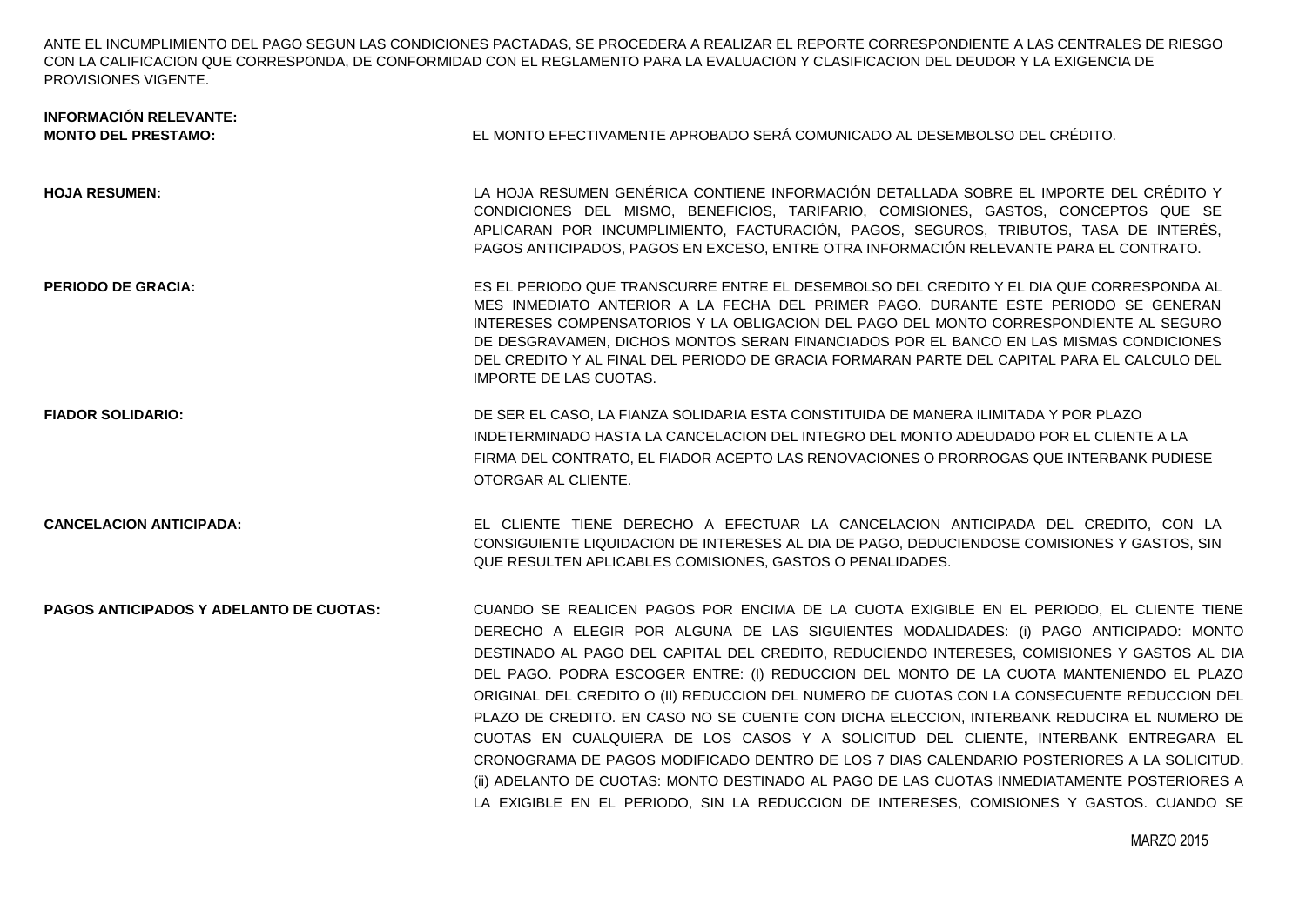ANTE EL INCUMPLIMIENTO DEL PAGO SEGUN LAS CONDICIONES PACTADAS, SE PROCEDERA A REALIZAR EL REPORTE CORRESPONDIENTE A LAS CENTRALES DE RIESGO CON LA CALIFICACION QUE CORRESPONDA, DE CONFORMIDAD CON EL REGLAMENTO PARA LA EVALUACION Y CLASIFICACION DEL DEUDOR Y LA EXIGENCIA DE PROVISIONES VIGENTE.

**INFORMACIÓN RELEVANTE:**

**MONTO DEL PRESTAMO:** EL MONTO EFECTIVAMENTE APROBADO SERÁ COMUNICADO AL DESEMBOLSO DEL CRÉDITO.

**HOJA RESUMEN:** LA HOJA RESUMEN GENÉRICA CONTIENE INFORMACIÓN DETALLADA SOBRE EL IMPORTE DEL CRÉDITO Y CONDICIONES DEL MISMO, BENEFICIOS, TARIFARIO, COMISIONES, GASTOS, CONCEPTOS QUE SE APLICARAN POR INCUMPLIMIENTO, FACTURACIÓN, PAGOS, SEGUROS, TRIBUTOS, TASA DE INTERÉS, PAGOS ANTICIPADOS, PAGOS EN EXCESO, ENTRE OTRA INFORMACIÓN RELEVANTE PARA EL CONTRATO.

**PERIODO DE GRACIA:** ES EL PERIODO QUE TRANSCURRE ENTRE EL DESEMBOLSO DEL CREDITO Y EL DIA QUE CORRESPONDA AL MES INMEDIATO ANTERIOR A LA FECHA DEL PRIMER PAGO. DURANTE ESTE PERIODO SE GENERAN INTERESES COMPENSATORIOS Y LA OBLIGACION DEL PAGO DEL MONTO CORRESPONDIENTE AL SEGURO DE DESGRAVAMEN, DICHOS MONTOS SERAN FINANCIADOS POR EL BANCO EN LAS MISMAS CONDICIONES DEL CREDITO Y AL FINAL DEL PERIODO DE GRACIA FORMARAN PARTE DEL CAPITAL PARA EL CALCULO DEL IMPORTE DE LAS CUOTAS.

**FIADOR SOLIDARIO:** DE SER EL CASO, LA FIANZA SOLIDARIA ESTA CONSTITUIDA DE MANERA ILIMITADA Y POR PLAZO INDETERMINADO HASTA LA CANCELACION DEL INTEGRO DEL MONTO ADEUDADO POR EL CLIENTE A LA FIRMA DEL CONTRATO, EL FIADOR ACEPTO LAS RENOVACIONES O PRORROGAS QUE INTERBANK PUDIESE OTORGAR AL CLIENTE.

**CANCELACION ANTICIPADA:** EL CLIENTE TIENE DERECHO A EFECTUAR LA CANCELACION ANTICIPADA DEL CREDITO, CON LA CONSIGUIENTE LIQUIDACION DE INTERESES AL DIA DE PAGO, DEDUCIENDOSE COMISIONES Y GASTOS, SIN QUE RESULTEN APLICABLES COMISIONES, GASTOS O PENALIDADES.

**PAGOS ANTICIPADOS Y ADELANTO DE CUOTAS:** CUANDO SE REALICEN PAGOS POR ENCIMA DE LA CUOTA EXIGIBLE EN EL PERIODO, EL CLIENTE TIENE DERECHO A ELEGIR POR ALGUNA DE LAS SIGUIENTES MODALIDADES: (i) PAGO ANTICIPADO: MONTO DESTINADO AL PAGO DEL CAPITAL DEL CREDITO, REDUCIENDO INTERESES, COMISIONES Y GASTOS AL DIA DEL PAGO. PODRA ESCOGER ENTRE: (I) REDUCCION DEL MONTO DE LA CUOTA MANTENIENDO EL PLAZO ORIGINAL DEL CREDITO O (II) REDUCCION DEL NUMERO DE CUOTAS CON LA CONSECUENTE REDUCCION DEL PLAZO DE CREDITO. EN CASO NO SE CUENTE CON DICHA ELECCION, INTERBANK REDUCIRA EL NUMERO DE CUOTAS EN CUALQUIERA DE LOS CASOS Y A SOLICITUD DEL CLIENTE, INTERBANK ENTREGARA EL CRONOGRAMA DE PAGOS MODIFICADO DENTRO DE LOS 7 DIAS CALENDARIO POSTERIORES A LA SOLICITUD. (ii) ADELANTO DE CUOTAS: MONTO DESTINADO AL PAGO DE LAS CUOTAS INMEDIATAMENTE POSTERIORES A LA EXIGIBLE EN EL PERIODO, SIN LA REDUCCION DE INTERESES, COMISIONES Y GASTOS. CUANDO SE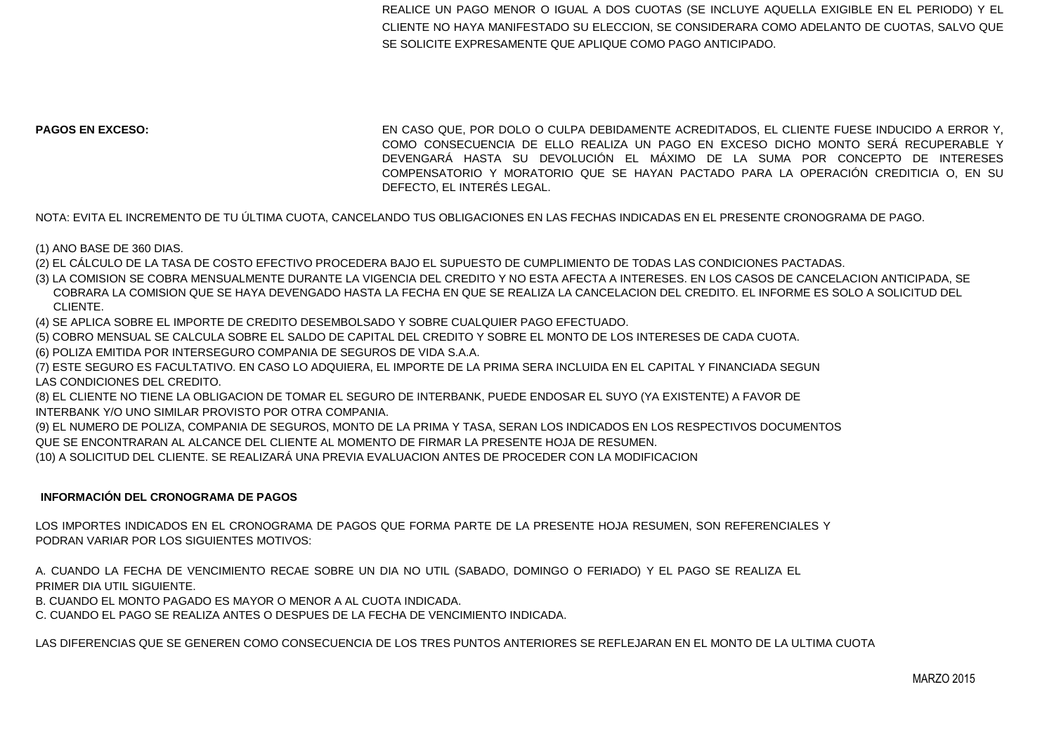REALICE UN PAGO MENOR O IGUAL A DOS CUOTAS (SE INCLUYE AQUELLA EXIGIBLE EN EL PERIODO) Y EL CLIENTE NO HAYA MANIFESTADO SU ELECCION, SE CONSIDERARA COMO ADELANTO DE CUOTAS, SALVO QUE SE SOLICITE EXPRESAMENTE QUE APLIQUE COMO PAGO ANTICIPADO.

**PAGOS EN EXCESO:**

EN CASO QUE, POR DOLO O CULPA DEBIDAMENTE ACREDITADOS, EL CLIENTE FUESE INDUCIDO A ERROR Y, COMO CONSECUENCIA DE ELLO REALIZA UN PAGO EN EXCESO DICHO MONTO SERÁ RECUPERABLE Y DEVENGARÁ HASTA SU DEVOLUCIÓN EL MÁXIMO DE LA SUMA POR CONCEPTO DE INTERESES COMPENSATORIO Y MORATORIO QUE SE HAYAN PACTADO PARA LA OPERACIÓN CREDITICIA O, EN SU DEFECTO, EL INTERÉS LEGAL.

NOTA: EVITA EL INCREMENTO DE TU ÚLTIMA CUOTA, CANCELANDO TUS OBLIGACIONES EN LAS FECHAS INDICADAS EN EL PRESENTE CRONOGRAMA DE PAGO.

(1) ANO BASE DE 360 DIAS.
(2) EL CÁLCULO DE LA TASA DE COSTO EFECTIVO PROCEDERA BAJO EL SUPUESTO DE CUMPLIMIENTO DE TODAS LAS CONDICIONES PACTADAS.
(3) LA COMISION SE COBRA MENSUALMENTE DURANTE LA VIGENCIA DEL CREDITO Y NO ESTA AFECTA A INTERESES. EN LOS CASOS DE CANCELACION ANTICIPADA, SE COBRARA LA COMISION QUE SE HAYA DEVENGADO HASTA LA FECHA EN QUE SE REALIZA LA CANCELACION DEL CREDITO. EL INFORME ES SOLO A SOLICITUD DEL CLIENTE.
(4) SE APLICA SOBRE EL IMPORTE DE CREDITO DESEMBOLSADO Y SOBRE CUALQUIER PAGO EFECTUADO.
(5) COBRO MENSUAL SE CALCULA SOBRE EL SALDO DE CAPITAL DEL CREDITO Y SOBRE EL MONTO DE LOS INTERESES DE CADA CUOTA.
(6) POLIZA EMITIDA POR INTERSEGURO COMPANIA DE SEGUROS DE VIDA S.A.A.
(7) ESTE SEGURO ES FACULTATIVO. EN CASO LO ADQUIERA, EL IMPORTE DE LA PRIMA SERA INCLUIDA EN EL CAPITAL Y FINANCIADA SEGUN LAS CONDICIONES DEL CREDITO.
(8) EL CLIENTE NO TIENE LA OBLIGACION DE TOMAR EL SEGURO DE INTERBANK, PUEDE ENDOSAR EL SUYO (YA EXISTENTE) A FAVOR DE INTERBANK Y/O UNO SIMILAR PROVISTO POR OTRA COMPANIA.
(9) EL NUMERO DE POLIZA, COMPANIA DE SEGUROS, MONTO DE LA PRIMA Y TASA, SERAN LOS INDICADOS EN LOS RESPECTIVOS DOCUMENTOS QUE SE ENCONTRARAN AL ALCANCE DEL CLIENTE AL MOMENTO DE FIRMAR LA PRESENTE HOJA DE RESUMEN.
(10) A SOLICITUD DEL CLIENTE. SE REALIZARÁ UNA PREVIA EVALUACION ANTES DE PROCEDER CON LA MODIFICACION

**INFORMACIÓN DEL CRONOGRAMA DE PAGOS**

LOS IMPORTES INDICADOS EN EL CRONOGRAMA DE PAGOS QUE FORMA PARTE DE LA PRESENTE HOJA RESUMEN, SON REFERENCIALES Y PODRAN VARIAR POR LOS SIGUIENTES MOTIVOS:

A. CUANDO LA FECHA DE VENCIMIENTO RECAE SOBRE UN DIA NO UTIL (SABADO, DOMINGO O FERIADO) Y EL PAGO SE REALIZA EL PRIMER DIA UTIL SIGUIENTE.
B. CUANDO EL MONTO PAGADO ES MAYOR O MENOR A AL CUOTA INDICADA.
C. CUANDO EL PAGO SE REALIZA ANTES O DESPUES DE LA FECHA DE VENCIMIENTO INDICADA.

LAS DIFERENCIAS QUE SE GENEREN COMO CONSECUENCIA DE LOS TRES PUNTOS ANTERIORES SE REFLEJARAN EN EL MONTO DE LA ULTIMA CUOTA

MARZO 2015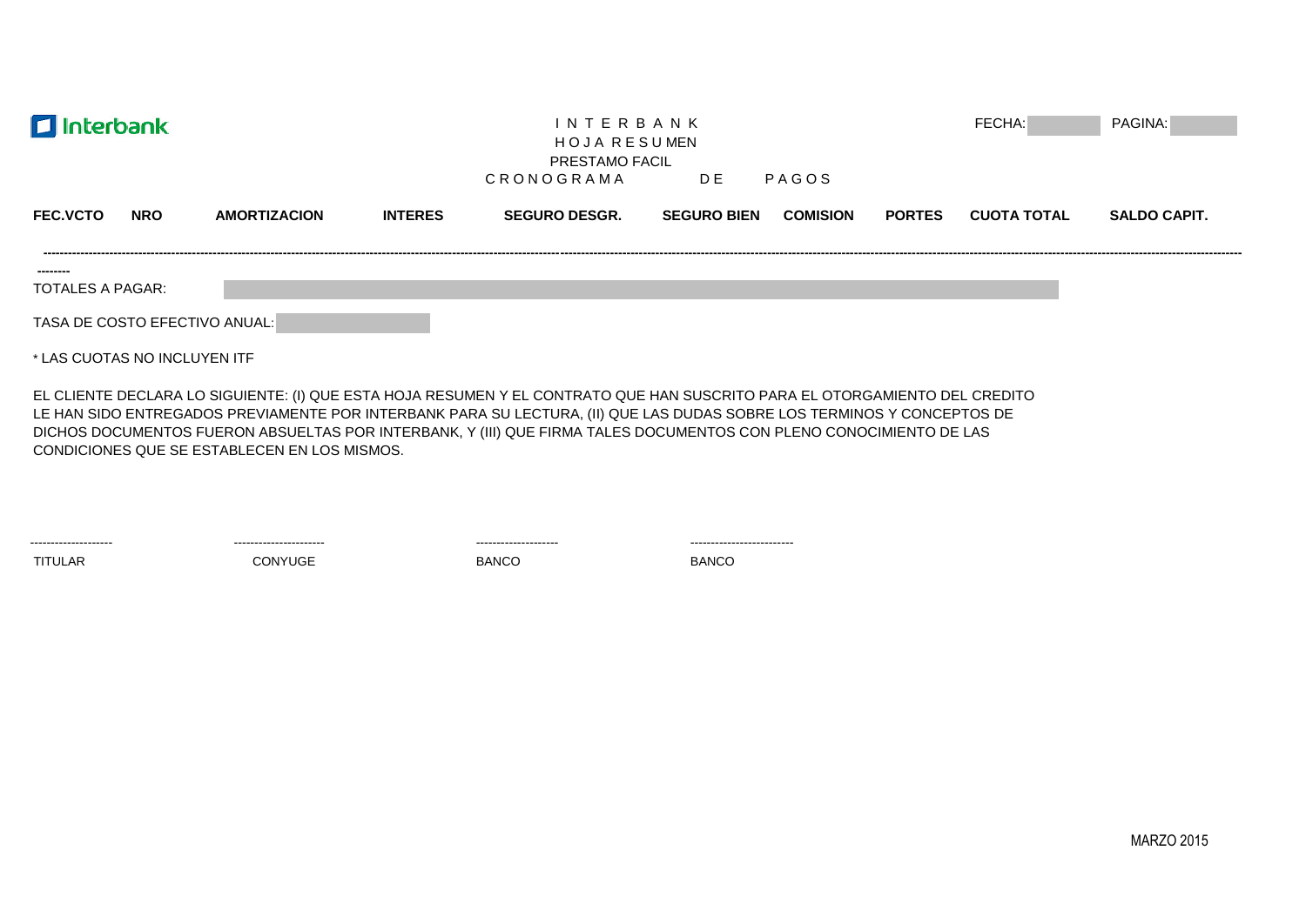Interbank

INTERBANK
HOJA RESUMEN
PRESTAMO FACIL
CRONOGRAMA DE PAGOS

FECHA: PAGINA:

| FEC.VCTO | NRO | AMORTIZACION | INTERES | SEGURO DESGR. | SEGURO BIEN | COMISION | PORTES | CUOTA TOTAL | SALDO CAPIT. |
|---|---|---|---|---|---|---|---|---|---|

TOTALES A PAGAR:

TASA DE COSTO EFECTIVO ANUAL:

* LAS CUOTAS NO INCLUYEN ITF

EL CLIENTE DECLARA LO SIGUIENTE: (I) QUE ESTA HOJA RESUMEN Y EL CONTRATO QUE HAN SUSCRITO PARA EL OTORGAMIENTO DEL CREDITO LE HAN SIDO ENTREGADOS PREVIAMENTE POR INTERBANK PARA SU LECTURA, (II) QUE LAS DUDAS SOBRE LOS TERMINOS Y CONCEPTOS DE DICHOS DOCUMENTOS FUERON ABSUELTAS POR INTERBANK, Y (III) QUE FIRMA TALES DOCUMENTOS CON PLENO CONOCIMIENTO DE LAS CONDICIONES QUE SE ESTABLECEN EN LOS MISMOS.

| | | | |
|---|---|---|---|
| -------------------- | ---------------------- | -------------------- | ------------------------- |
| TITULAR | CONYUGE | BANCO | BANCO |

MARZO 2015